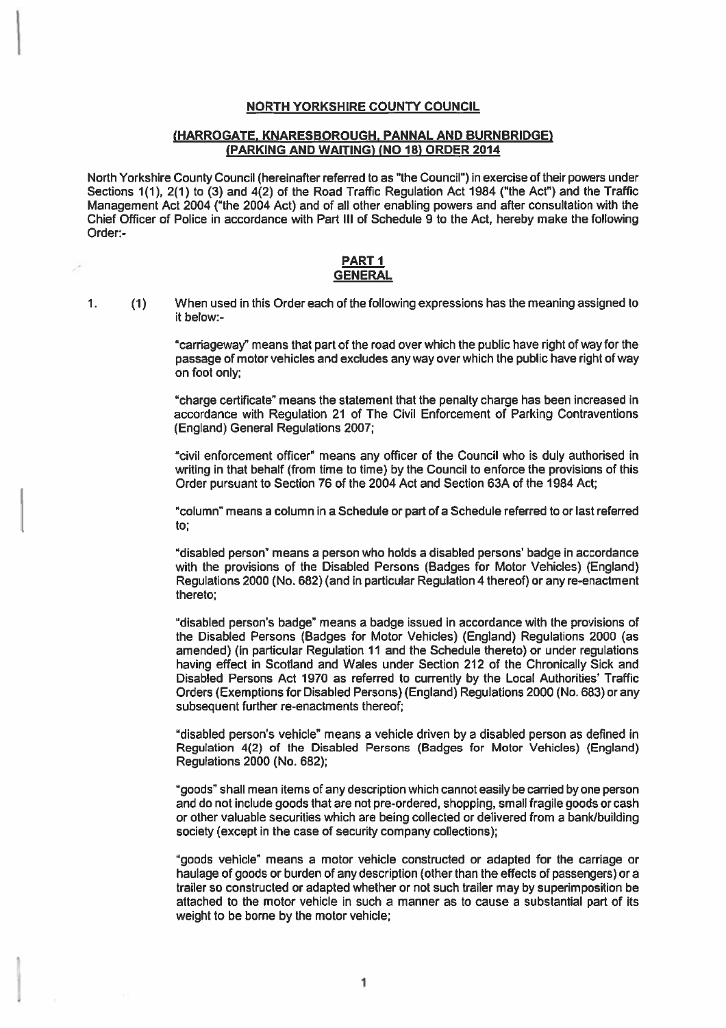**NORTH YORKSHIRE COUNTY COUNCIL**

**(HARROGATE, KNARESBOROUGH, PANNAL AND BURNBRIDGE) (PARKING AND WAITING) (NO 18) ORDER 2014**

North Yorkshire County Council (hereinafter referred to as "the Council") in exercise of their powers under Sections 1(1), 2(1) to (3) and 4(2) of the Road Traffic Regulation Act 1984 ("the Act") and the Traffic Management Act 2004 ("the 2004 Act) and of all other enabling powers and after consultation with the Chief Officer of Police in accordance with Part III of Schedule 9 to the Act, hereby make the following Order:-

## PART 1
## GENERAL

1. (1) When used in this Order each of the following expressions has the meaning assigned to it below:-

"carriageway" means that part of the road over which the public have right of way for the passage of motor vehicles and excludes any way over which the public have right of way on foot only;

"charge certificate" means the statement that the penalty charge has been increased in accordance with Regulation 21 of The Civil Enforcement of Parking Contraventions (England) General Regulations 2007;

"civil enforcement officer" means any officer of the Council who is duly authorised in writing in that behalf (from time to time) by the Council to enforce the provisions of this Order pursuant to Section 76 of the 2004 Act and Section 63A of the 1984 Act;

"column" means a column in a Schedule or part of a Schedule referred to or last referred to;

"disabled person" means a person who holds a disabled persons' badge in accordance with the provisions of the Disabled Persons (Badges for Motor Vehicles) (England) Regulations 2000 (No. 682) (and in particular Regulation 4 thereof) or any re-enactment thereto;

"disabled person's badge" means a badge issued in accordance with the provisions of the Disabled Persons (Badges for Motor Vehicles) (England) Regulations 2000 (as amended) (in particular Regulation 11 and the Schedule thereto) or under regulations having effect in Scotland and Wales under Section 212 of the Chronically Sick and Disabled Persons Act 1970 as referred to currently by the Local Authorities' Traffic Orders (Exemptions for Disabled Persons) (England) Regulations 2000 (No. 683) or any subsequent further re-enactments thereof;

"disabled person's vehicle" means a vehicle driven by a disabled person as defined in Regulation 4(2) of the Disabled Persons (Badges for Motor Vehicles) (England) Regulations 2000 (No. 682);

"goods" shall mean items of any description which cannot easily be carried by one person and do not include goods that are not pre-ordered, shopping, small fragile goods or cash or other valuable securities which are being collected or delivered from a bank/building society (except in the case of security company collections);

"goods vehicle" means a motor vehicle constructed or adapted for the carriage or haulage of goods or burden of any description (other than the effects of passengers) or a trailer so constructed or adapted whether or not such trailer may by superimposition be attached to the motor vehicle in such a manner as to cause a substantial part of its weight to be borne by the motor vehicle;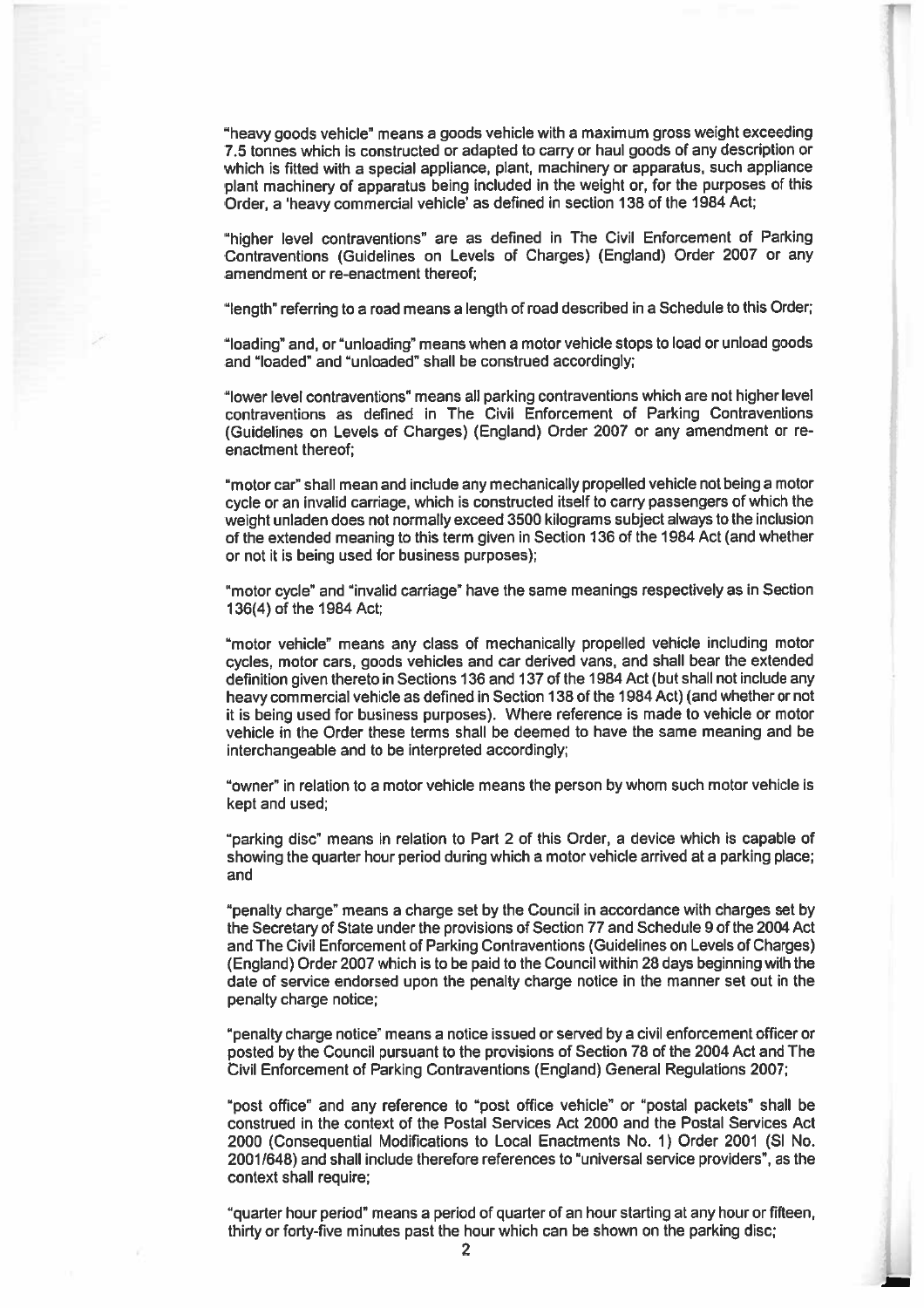"heavy goods vehicle" means a goods vehicle with a maximum gross weight exceeding 7.5 tonnes which is constructed or adapted to carry or haul goods of any description or which is fitted with a special appliance, plant, machinery or apparatus, such appliance plant machinery of apparatus being included in the weight or, for the purposes of this Order, a 'heavy commercial vehicle' as defined in section 138 of the 1984 Act;

"higher level contraventions" are as defined in The Civil Enforcement of Parking Contraventions (Guidelines on Levels of Charges) (England) Order 2007 or any amendment or re-enactment thereof;

"length" referring to a road means a length of road described in a Schedule to this Order;

"loading" and, or "unloading" means when a motor vehicle stops to load or unload goods and "loaded" and "unloaded" shall be construed accordingly;

"lower level contraventions" means all parking contraventions which are not higher level contraventions as defined in The Civil Enforcement of Parking Contraventions (Guidelines on Levels of Charges) (England) Order 2007 or any amendment or re-enactment thereof;

"motor car" shall mean and include any mechanically propelled vehicle not being a motor cycle or an invalid carriage, which is constructed itself to carry passengers of which the weight unladen does not normally exceed 3500 kilograms subject always to the inclusion of the extended meaning to this term given in Section 136 of the 1984 Act (and whether or not it is being used for business purposes);

"motor cycle" and "invalid carriage" have the same meanings respectively as in Section 136(4) of the 1984 Act;

"motor vehicle" means any class of mechanically propelled vehicle including motor cycles, motor cars, goods vehicles and car derived vans, and shall bear the extended definition given thereto in Sections 136 and 137 of the 1984 Act (but shall not include any heavy commercial vehicle as defined in Section 138 of the 1984 Act) (and whether or not it is being used for business purposes). Where reference is made to vehicle or motor vehicle in the Order these terms shall be deemed to have the same meaning and be interchangeable and to be interpreted accordingly;

"owner" in relation to a motor vehicle means the person by whom such motor vehicle is kept and used;

"parking disc" means in relation to Part 2 of this Order, a device which is capable of showing the quarter hour period during which a motor vehicle arrived at a parking place; and

"penalty charge" means a charge set by the Council in accordance with charges set by the Secretary of State under the provisions of Section 77 and Schedule 9 of the 2004 Act and The Civil Enforcement of Parking Contraventions (Guidelines on Levels of Charges) (England) Order 2007 which is to be paid to the Council within 28 days beginning with the date of service endorsed upon the penalty charge notice in the manner set out in the penalty charge notice;

"penalty charge notice" means a notice issued or served by a civil enforcement officer or posted by the Council pursuant to the provisions of Section 78 of the 2004 Act and The Civil Enforcement of Parking Contraventions (England) General Regulations 2007;

"post office" and any reference to "post office vehicle" or "postal packets" shall be construed in the context of the Postal Services Act 2000 and the Postal Services Act 2000 (Consequential Modifications to Local Enactments No. 1) Order 2001 (SI No. 2001/648) and shall include therefore references to "universal service providers", as the context shall require;

"quarter hour period" means a period of quarter of an hour starting at any hour or fifteen, thirty or forty-five minutes past the hour which can be shown on the parking disc;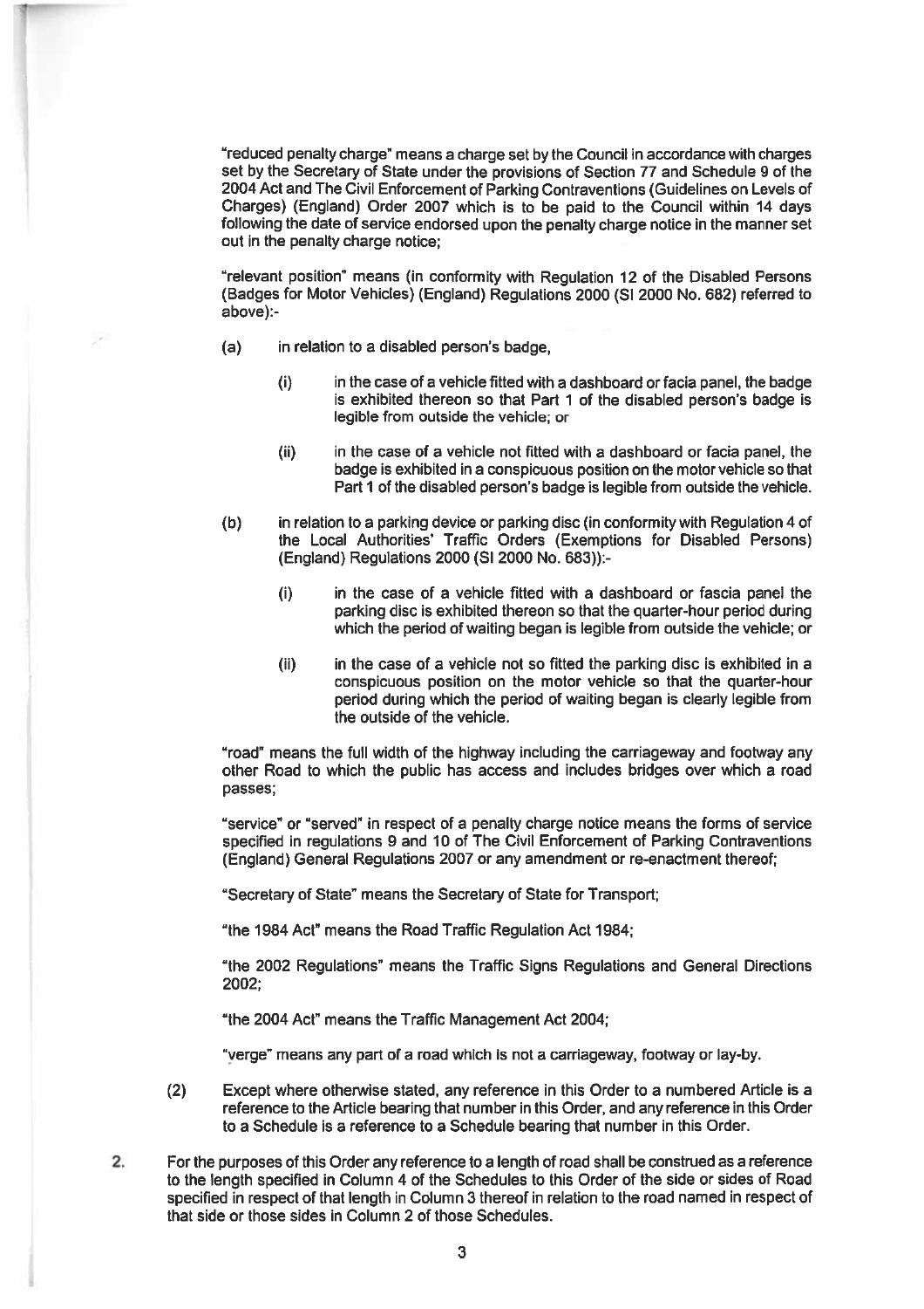"reduced penalty charge" means a charge set by the Council in accordance with charges set by the Secretary of State under the provisions of Section 77 and Schedule 9 of the 2004 Act and The Civil Enforcement of Parking Contraventions (Guidelines on Levels of Charges) (England) Order 2007 which is to be paid to the Council within 14 days following the date of service endorsed upon the penalty charge notice in the manner set out in the penalty charge notice;

"relevant position" means (in conformity with Regulation 12 of the Disabled Persons (Badges for Motor Vehicles) (England) Regulations 2000 (SI 2000 No. 682) referred to above):-

(a) in relation to a disabled person's badge,

   (i) in the case of a vehicle fitted with a dashboard or facia panel, the badge is exhibited thereon so that Part 1 of the disabled person's badge is legible from outside the vehicle; or

   (ii) in the case of a vehicle not fitted with a dashboard or facia panel, the badge is exhibited in a conspicuous position on the motor vehicle so that Part 1 of the disabled person's badge is legible from outside the vehicle.

(b) in relation to a parking device or parking disc (in conformity with Regulation 4 of the Local Authorities' Traffic Orders (Exemptions for Disabled Persons) (England) Regulations 2000 (SI 2000 No. 683)):-

   (i) in the case of a vehicle fitted with a dashboard or fascia panel the parking disc is exhibited thereon so that the quarter-hour period during which the period of waiting began is legible from outside the vehicle; or

   (ii) in the case of a vehicle not so fitted the parking disc is exhibited in a conspicuous position on the motor vehicle so that the quarter-hour period during which the period of waiting began is clearly legible from the outside of the vehicle.

"road" means the full width of the highway including the carriageway and footway any other Road to which the public has access and includes bridges over which a road passes;

"service" or "served" in respect of a penalty charge notice means the forms of service specified in regulations 9 and 10 of The Civil Enforcement of Parking Contraventions (England) General Regulations 2007 or any amendment or re-enactment thereof;

"Secretary of State" means the Secretary of State for Transport;

"the 1984 Act" means the Road Traffic Regulation Act 1984;

"the 2002 Regulations" means the Traffic Signs Regulations and General Directions 2002;

"the 2004 Act" means the Traffic Management Act 2004;

"verge" means any part of a road which is not a carriageway, footway or lay-by.

(2) Except where otherwise stated, any reference in this Order to a numbered Article is a reference to the Article bearing that number in this Order, and any reference in this Order to a Schedule is a reference to a Schedule bearing that number in this Order.

2. For the purposes of this Order any reference to a length of road shall be construed as a reference to the length specified in Column 4 of the Schedules to this Order of the side or sides of Road specified in respect of that length in Column 3 thereof in relation to the road named in respect of that side or those sides in Column 2 of those Schedules.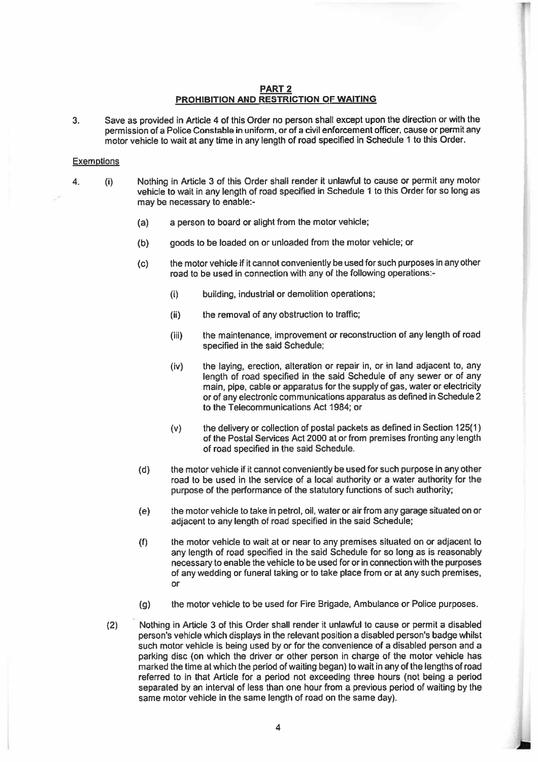## PART 2
## PROHIBITION AND RESTRICTION OF WAITING

3. Save as provided in Article 4 of this Order no person shall except upon the direction or with the permission of a Police Constable in uniform, or of a civil enforcement officer, cause or permit any motor vehicle to wait at any time in any length of road specified in Schedule 1 to this Order.

### Exemptions

4. (i) Nothing in Article 3 of this Order shall render it unlawful to cause or permit any motor vehicle to wait in any length of road specified in Schedule 1 to this Order for so long as may be necessary to enable:-

   (a) a person to board or alight from the motor vehicle;

   (b) goods to be loaded on or unloaded from the motor vehicle; or

   (c) the motor vehicle if it cannot conveniently be used for such purposes in any other road to be used in connection with any of the following operations:-

      (i) building, industrial or demolition operations;

      (ii) the removal of any obstruction to traffic;

      (iii) the maintenance, improvement or reconstruction of any length of road specified in the said Schedule;

      (iv) the laying, erection, alteration or repair in, or in land adjacent to, any length of road specified in the said Schedule of any sewer or of any main, pipe, cable or apparatus for the supply of gas, water or electricity or of any electronic communications apparatus as defined in Schedule 2 to the Telecommunications Act 1984; or

      (v) the delivery or collection of postal packets as defined in Section 125(1) of the Postal Services Act 2000 at or from premises fronting any length of road specified in the said Schedule.

   (d) the motor vehicle if it cannot conveniently be used for such purpose in any other road to be used in the service of a local authority or a water authority for the purpose of the performance of the statutory functions of such authority;

   (e) the motor vehicle to take in petrol, oil, water or air from any garage situated on or adjacent to any length of road specified in the said Schedule;

   (f) the motor vehicle to wait at or near to any premises situated on or adjacent to any length of road specified in the said Schedule for so long as is reasonably necessary to enable the vehicle to be used for or in connection with the purposes of any wedding or funeral taking or to take place from or at any such premises, or

   (g) the motor vehicle to be used for Fire Brigade, Ambulance or Police purposes.

(2) Nothing in Article 3 of this Order shall render it unlawful to cause or permit a disabled person's vehicle which displays in the relevant position a disabled person's badge whilst such motor vehicle is being used by or for the convenience of a disabled person and a parking disc (on which the driver or other person in charge of the motor vehicle has marked the time at which the period of waiting began) to wait in any of the lengths of road referred to in that Article for a period not exceeding three hours (not being a period separated by an interval of less than one hour from a previous period of waiting by the same motor vehicle in the same length of road on the same day).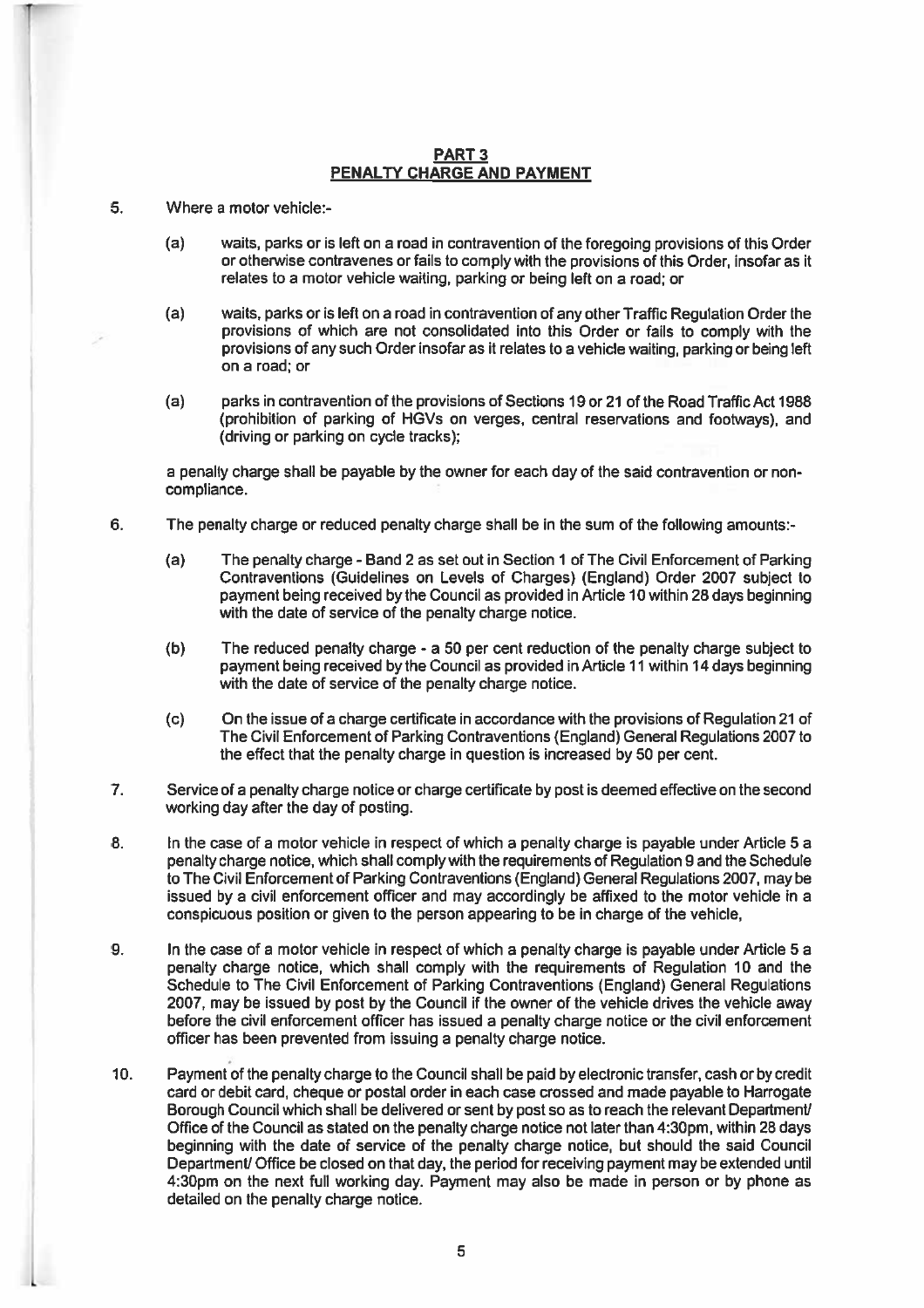## PART 3
## PENALTY CHARGE AND PAYMENT

5. Where a motor vehicle:-

   (a) waits, parks or is left on a road in contravention of the foregoing provisions of this Order or otherwise contravenes or fails to comply with the provisions of this Order, insofar as it relates to a motor vehicle waiting, parking or being left on a road; or

   (a) waits, parks or is left on a road in contravention of any other Traffic Regulation Order the provisions of which are not consolidated into this Order or fails to comply with the provisions of any such Order insofar as it relates to a vehicle waiting, parking or being left on a road; or

   (a) parks in contravention of the provisions of Sections 19 or 21 of the Road Traffic Act 1988 (prohibition of parking of HGVs on verges, central reservations and footways), and (driving or parking on cycle tracks);

   a penalty charge shall be payable by the owner for each day of the said contravention or non-compliance.

6. The penalty charge or reduced penalty charge shall be in the sum of the following amounts:-

   (a) The penalty charge - Band 2 as set out in Section 1 of The Civil Enforcement of Parking Contraventions (Guidelines on Levels of Charges) (England) Order 2007 subject to payment being received by the Council as provided in Article 10 within 28 days beginning with the date of service of the penalty charge notice.

   (b) The reduced penalty charge - a 50 per cent reduction of the penalty charge subject to payment being received by the Council as provided in Article 11 within 14 days beginning with the date of service of the penalty charge notice.

   (c) On the issue of a charge certificate in accordance with the provisions of Regulation 21 of The Civil Enforcement of Parking Contraventions (England) General Regulations 2007 to the effect that the penalty charge in question is increased by 50 per cent.

7. Service of a penalty charge notice or charge certificate by post is deemed effective on the second working day after the day of posting.

8. In the case of a motor vehicle in respect of which a penalty charge is payable under Article 5 a penalty charge notice, which shall comply with the requirements of Regulation 9 and the Schedule to The Civil Enforcement of Parking Contraventions (England) General Regulations 2007, may be issued by a civil enforcement officer and may accordingly be affixed to the motor vehicle in a conspicuous position or given to the person appearing to be in charge of the vehicle,

9. In the case of a motor vehicle in respect of which a penalty charge is payable under Article 5 a penalty charge notice, which shall comply with the requirements of Regulation 10 and the Schedule to The Civil Enforcement of Parking Contraventions (England) General Regulations 2007, may be issued by post by the Council if the owner of the vehicle drives the vehicle away before the civil enforcement officer has issued a penalty charge notice or the civil enforcement officer has been prevented from issuing a penalty charge notice.

10. Payment of the penalty charge to the Council shall be paid by electronic transfer, cash or by credit card or debit card, cheque or postal order in each case crossed and made payable to Harrogate Borough Council which shall be delivered or sent by post so as to reach the relevant Department/ Office of the Council as stated on the penalty charge notice not later than 4:30pm, within 28 days beginning with the date of service of the penalty charge notice, but should the said Council Department/ Office be closed on that day, the period for receiving payment may be extended until 4:30pm on the next full working day. Payment may also be made in person or by phone as detailed on the penalty charge notice.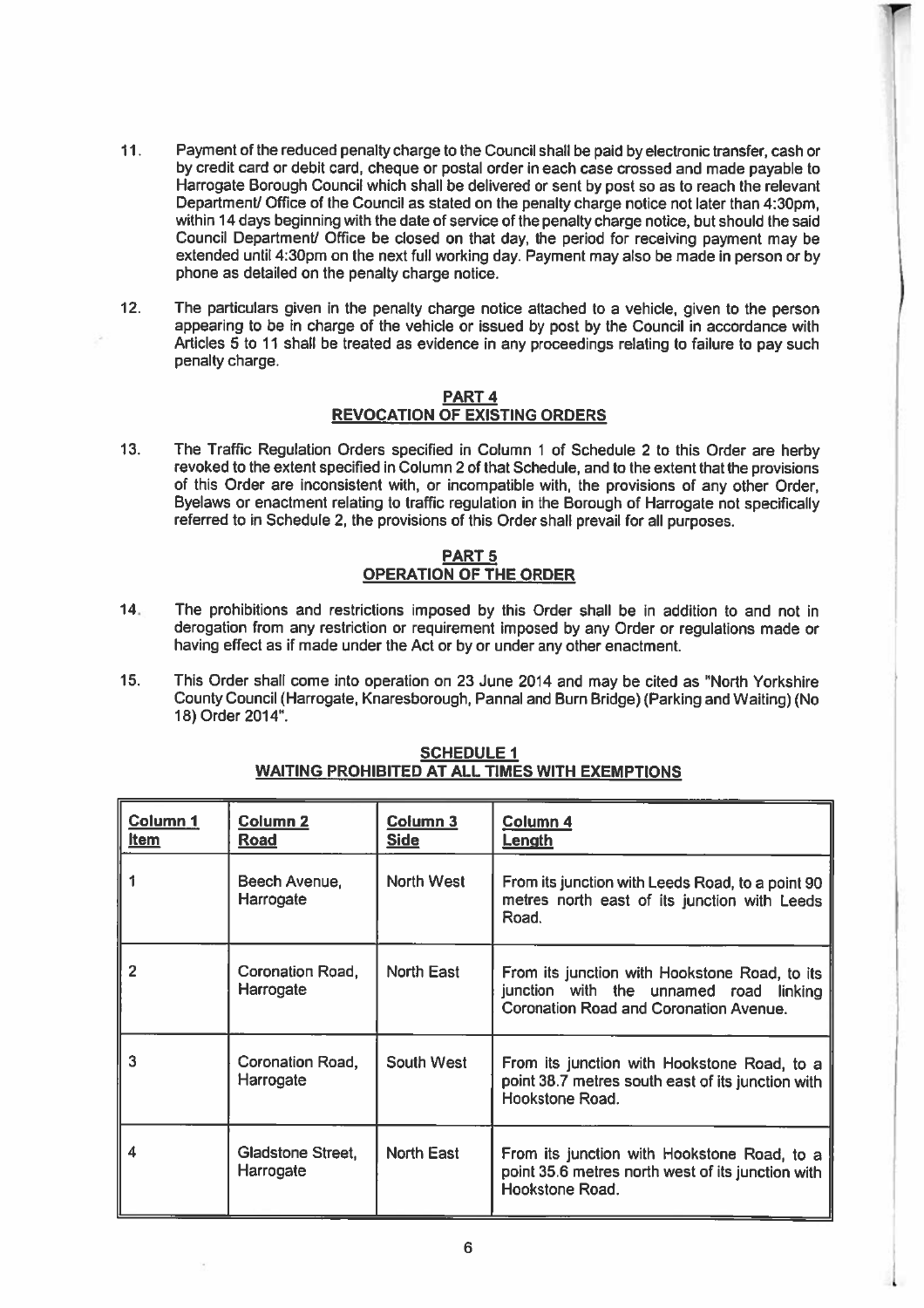11. Payment of the reduced penalty charge to the Council shall be paid by electronic transfer, cash or by credit card or debit card, cheque or postal order in each case crossed and made payable to Harrogate Borough Council which shall be delivered or sent by post so as to reach the relevant Department/ Office of the Council as stated on the penalty charge notice not later than 4:30pm, within 14 days beginning with the date of service of the penalty charge notice, but should the said Council Department/ Office be closed on that day, the period for receiving payment may be extended until 4:30pm on the next full working day. Payment may also be made in person or by phone as detailed on the penalty charge notice.

12. The particulars given in the penalty charge notice attached to a vehicle, given to the person appearing to be in charge of the vehicle or issued by post by the Council in accordance with Articles 5 to 11 shall be treated as evidence in any proceedings relating to failure to pay such penalty charge.

## PART 4
## REVOCATION OF EXISTING ORDERS

13. The Traffic Regulation Orders specified in Column 1 of Schedule 2 to this Order are herby revoked to the extent specified in Column 2 of that Schedule, and to the extent that the provisions of this Order are inconsistent with, or incompatible with, the provisions of any other Order, Byelaws or enactment relating to traffic regulation in the Borough of Harrogate not specifically referred to in Schedule 2, the provisions of this Order shall prevail for all purposes.

## PART 5
## OPERATION OF THE ORDER

14. The prohibitions and restrictions imposed by this Order shall be in addition to and not in derogation from any restriction or requirement imposed by any Order or regulations made or having effect as if made under the Act or by or under any other enactment.

15. This Order shall come into operation on 23 June 2014 and may be cited as "North Yorkshire County Council (Harrogate, Knaresborough, Pannal and Burn Bridge) (Parking and Waiting) (No 18) Order 2014".

## SCHEDULE 1
## WAITING PROHIBITED AT ALL TIMES WITH EXEMPTIONS

| Column 1 Item | Column 2 Road | Column 3 Side | Column 4 Length |
|---|---|---|---|
| 1 | Beech Avenue, Harrogate | North West | From its junction with Leeds Road, to a point 90 metres north east of its junction with Leeds Road. |
| 2 | Coronation Road, Harrogate | North East | From its junction with Hookstone Road, to its junction with the unnamed road linking Coronation Road and Coronation Avenue. |
| 3 | Coronation Road, Harrogate | South West | From its junction with Hookstone Road, to a point 38.7 metres south east of its junction with Hookstone Road. |
| 4 | Gladstone Street, Harrogate | North East | From its junction with Hookstone Road, to a point 35.6 metres north west of its junction with Hookstone Road. |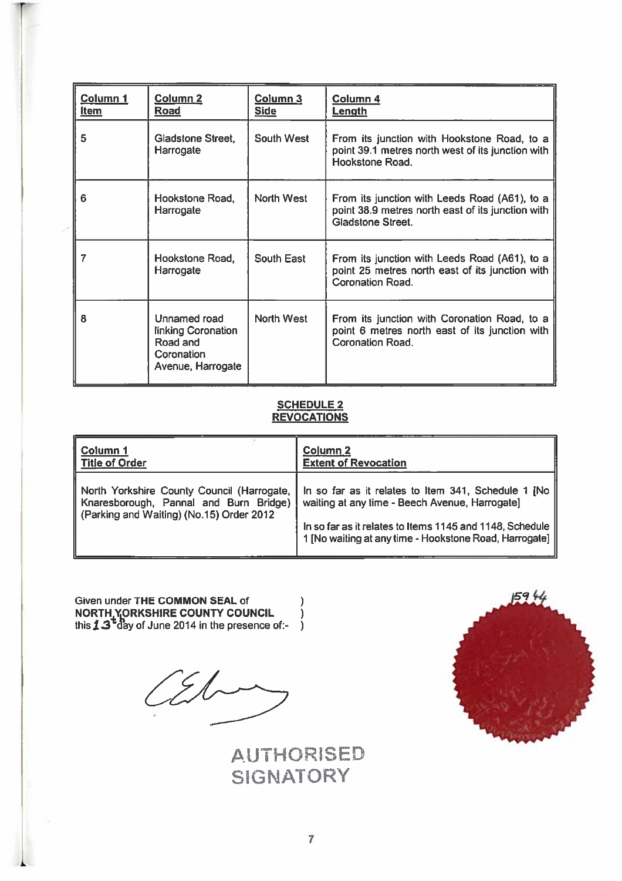| Column 1 Item | Column 2 Road | Column 3 Side | Column 4 Length |
|---|---|---|---|
| 5 | Gladstone Street, Harrogate | South West | From its junction with Hookstone Road, to a point 39.1 metres north west of its junction with Hookstone Road. |
| 6 | Hookstone Road, Harrogate | North West | From its junction with Leeds Road (A61), to a point 38.9 metres north east of its junction with Gladstone Street. |
| 7 | Hookstone Road, Harrogate | South East | From its junction with Leeds Road (A61), to a point 25 metres north east of its junction with Coronation Road. |
| 8 | Unnamed road linking Coronation Road and Coronation Avenue, Harrogate | North West | From its junction with Coronation Road, to a point 6 metres north east of its junction with Coronation Road. |

## SCHEDULE 2
## REVOCATIONS

| Column 1 Title of Order | Column 2 Extent of Revocation |
|---|---|
| North Yorkshire County Council (Harrogate, Knaresborough, Pannal and Burn Bridge) (Parking and Waiting) (No.15) Order 2012 | In so far as it relates to Item 341, Schedule 1 [No waiting at any time - Beech Avenue, Harrogate]<br><br>In so far as it relates to Items 1145 and 1148, Schedule 1 [No waiting at any time - Hookstone Road, Harrogate] |

Given under **THE COMMON SEAL** of )
**NORTH YORKSHIRE COUNTY COUNCIL** )
this 13th day of June 2014 in the presence of:- )

1594

AUTHORISED SIGNATORY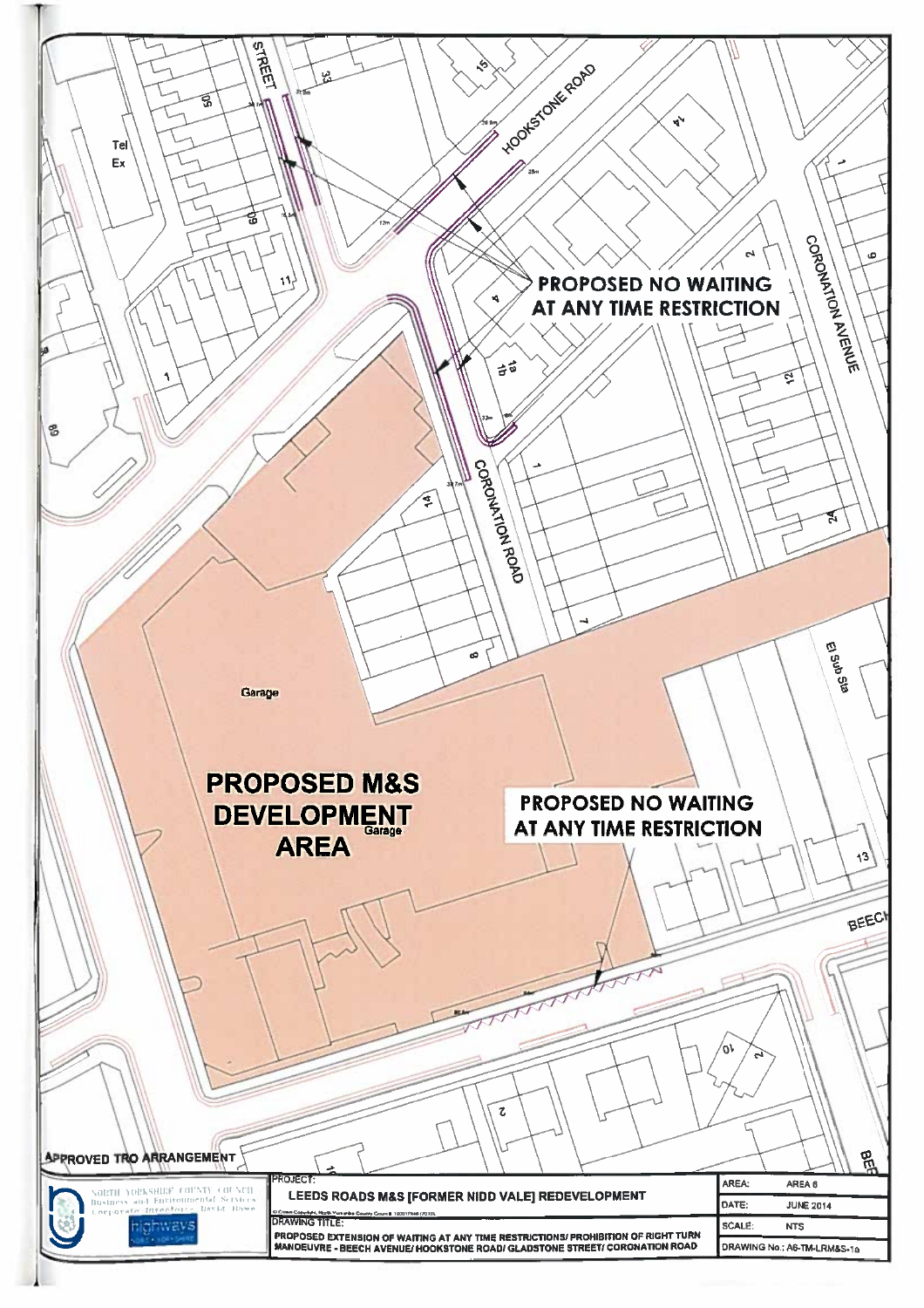PROPOSED NO WAITING AT ANY TIME RESTRICTION

PROPOSED M&S DEVELOPMENT AREA

PROPOSED NO WAITING AT ANY TIME RESTRICTION

HOOKSTONE ROAD

CORONATION ROAD

CORONATION AVENUE

STREET

BEECH

Tel Ex

Garage

El Sub Sta

APPROVED TRO ARRANGEMENT

NORTH YORKSHIRE COUNTY COUNCIL
Business and Environmental Services
Corporate Director - David Bowe

highways NORTH YORKSHIRE

| | |
|---|---|
| PROJECT: LEEDS ROADS M&S [FORMER NIDD VALE] REDEVELOPMENT | AREA: AREA 6 |
| | DATE: JUNE 2014 |
| DRAWING TITLE: PROPOSED EXTENSION OF WAITING AT ANY TIME RESTRICTIONS/ PROHIBITION OF RIGHT TURN MANOEUVRE - BEECH AVENUE/ HOOKSTONE ROAD/ GLADSTONE STREET/ CORONATION ROAD | SCALE: NTS |
| | DRAWING No.: A6-TM-LRM&S-1a |